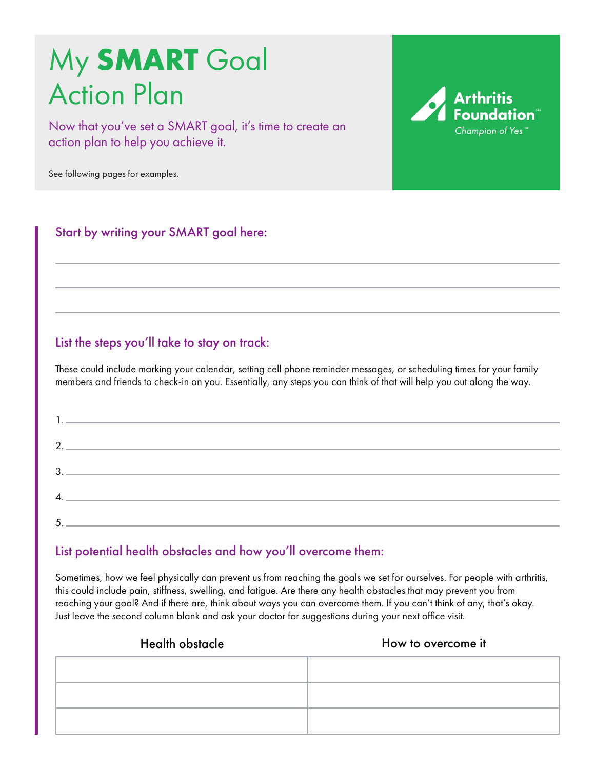# My **SMART** Goal Action Plan

Now that you've set a SMART goal, it's time to create an action plan to help you achieve it.

See following pages for examples.

Arthritis Foundation℠
*Champion of Yes℠*

## Start by writing your SMART goal here:

\_\_\_\_\_\_\_\_\_\_\_\_\_\_\_\_\_\_\_\_\_\_\_\_\_\_\_\_\_\_\_\_\_\_\_\_\_\_\_\_\_\_\_\_\_\_\_\_\_\_\_\_\_\_\_\_\_\_\_\_\_\_\_\_\_\_\_\_\_\_\_\_

\_\_\_\_\_\_\_\_\_\_\_\_\_\_\_\_\_\_\_\_\_\_\_\_\_\_\_\_\_\_\_\_\_\_\_\_\_\_\_\_\_\_\_\_\_\_\_\_\_\_\_\_\_\_\_\_\_\_\_\_\_\_\_\_\_\_\_\_\_\_\_\_

\_\_\_\_\_\_\_\_\_\_\_\_\_\_\_\_\_\_\_\_\_\_\_\_\_\_\_\_\_\_\_\_\_\_\_\_\_\_\_\_\_\_\_\_\_\_\_\_\_\_\_\_\_\_\_\_\_\_\_\_\_\_\_\_\_\_\_\_\_\_\_\_

## List the steps you'll take to stay on track:

These could include marking your calendar, setting cell phone reminder messages, or scheduling times for your family members and friends to check-in on you. Essentially, any steps you can think of that will help you out along the way.

1. \_\_\_\_\_\_\_\_\_\_\_\_\_\_\_\_\_\_\_\_\_\_\_\_\_\_\_\_\_\_\_\_\_\_\_\_\_\_\_\_\_\_\_\_\_\_\_\_\_\_\_\_\_\_\_\_\_\_\_\_\_\_\_\_\_\_\_\_
2. \_\_\_\_\_\_\_\_\_\_\_\_\_\_\_\_\_\_\_\_\_\_\_\_\_\_\_\_\_\_\_\_\_\_\_\_\_\_\_\_\_\_\_\_\_\_\_\_\_\_\_\_\_\_\_\_\_\_\_\_\_\_\_\_\_\_\_\_
3. \_\_\_\_\_\_\_\_\_\_\_\_\_\_\_\_\_\_\_\_\_\_\_\_\_\_\_\_\_\_\_\_\_\_\_\_\_\_\_\_\_\_\_\_\_\_\_\_\_\_\_\_\_\_\_\_\_\_\_\_\_\_\_\_\_\_\_\_
4. \_\_\_\_\_\_\_\_\_\_\_\_\_\_\_\_\_\_\_\_\_\_\_\_\_\_\_\_\_\_\_\_\_\_\_\_\_\_\_\_\_\_\_\_\_\_\_\_\_\_\_\_\_\_\_\_\_\_\_\_\_\_\_\_\_\_\_\_
5. \_\_\_\_\_\_\_\_\_\_\_\_\_\_\_\_\_\_\_\_\_\_\_\_\_\_\_\_\_\_\_\_\_\_\_\_\_\_\_\_\_\_\_\_\_\_\_\_\_\_\_\_\_\_\_\_\_\_\_\_\_\_\_\_\_\_\_\_

## List potential health obstacles and how you'll overcome them:

Sometimes, how we feel physically can prevent us from reaching the goals we set for ourselves. For people with arthritis, this could include pain, stiffness, swelling, and fatigue. Are there any health obstacles that may prevent you from reaching your goal? And if there are, think about ways you can overcome them. If you can't think of any, that's okay. Just leave the second column blank and ask your doctor for suggestions during your next office visit.

| Health obstacle | How to overcome it |
| --- | --- |
| | |
| | |
| | |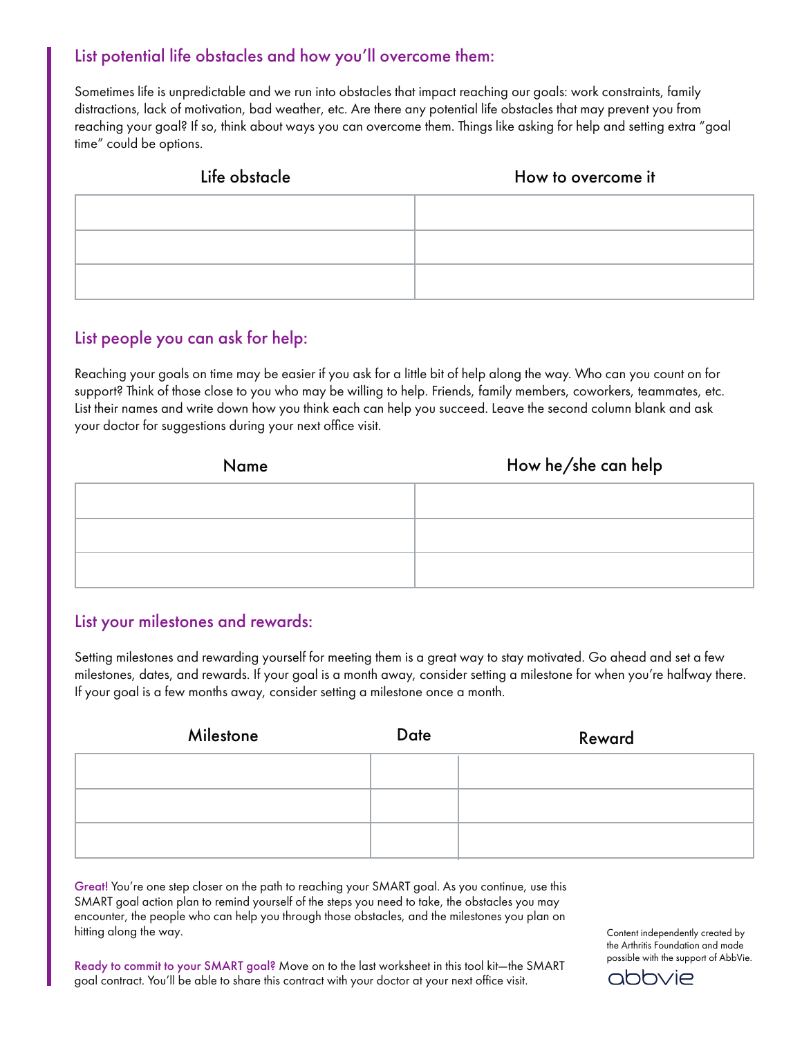## List potential life obstacles and how you'll overcome them:

Sometimes life is unpredictable and we run into obstacles that impact reaching our goals: work constraints, family distractions, lack of motivation, bad weather, etc. Are there any potential life obstacles that may prevent you from reaching your goal? If so, think about ways you can overcome them. Things like asking for help and setting extra "goal time" could be options.

| Life obstacle | How to overcome it |
| --- | --- |
| | |
| | |
| | |

## List people you can ask for help:

Reaching your goals on time may be easier if you ask for a little bit of help along the way. Who can you count on for support? Think of those close to you who may be willing to help. Friends, family members, coworkers, teammates, etc. List their names and write down how you think each can help you succeed. Leave the second column blank and ask your doctor for suggestions during your next office visit.

| Name | How he/she can help |
| --- | --- |
| | |
| | |
| | |

## List your milestones and rewards:

Setting milestones and rewarding yourself for meeting them is a great way to stay motivated. Go ahead and set a few milestones, dates, and rewards. If your goal is a month away, consider setting a milestone for when you're halfway there. If your goal is a few months away, consider setting a milestone once a month.

| Milestone | Date | Reward |
| --- | --- | --- |
| | | |
| | | |
| | | |

**Great!** You're one step closer on the path to reaching your SMART goal. As you continue, use this SMART goal action plan to remind yourself of the steps you need to take, the obstacles you may encounter, the people who can help you through those obstacles, and the milestones you plan on hitting along the way.

**Ready to commit to your SMART goal?** Move on to the last worksheet in this tool kit—the SMART goal contract. You'll be able to share this contract with your doctor at your next office visit.

Content independently created by the Arthritis Foundation and made possible with the support of AbbVie.

abbvie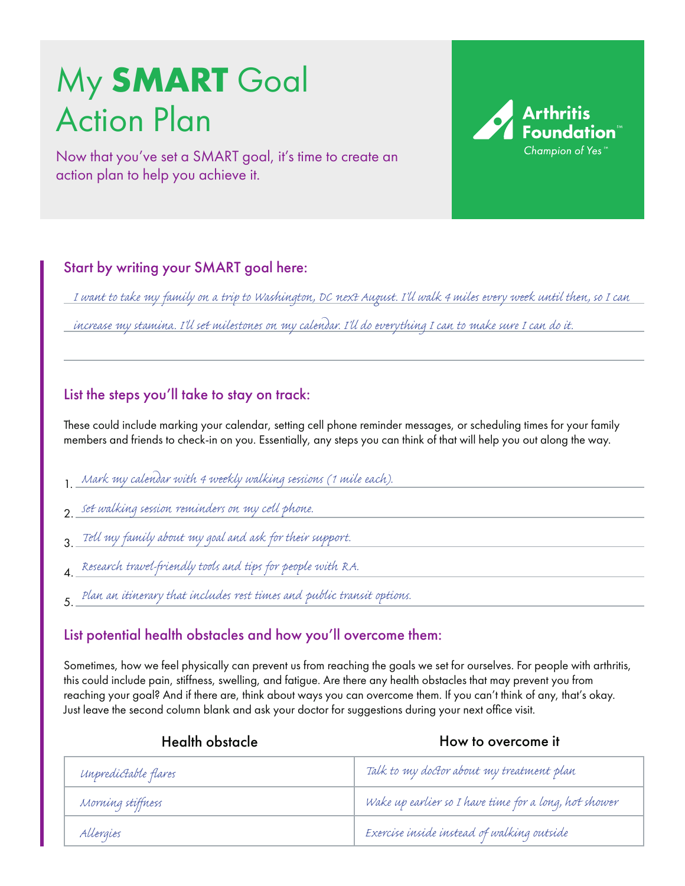# My **SMART** Goal Action Plan

Now that you've set a SMART goal, it's time to create an action plan to help you achieve it.

Arthritis Foundation℠
Champion of Yes℠

## Start by writing your SMART goal here:

*I want to take my family on a trip to Washington, DC next August. I'll walk 4 miles every week until then, so I can increase my stamina. I'll set milestones on my calendar. I'll do everything I can to make sure I can do it.*

## List the steps you'll take to stay on track:

These could include marking your calendar, setting cell phone reminder messages, or scheduling times for your family members and friends to check-in on you. Essentially, any steps you can think of that will help you out along the way.

1. *Mark my calendar with 4 weekly walking sessions (1 mile each).*
2. *Set walking session reminders on my cell phone.*
3. *Tell my family about my goal and ask for their support.*
4. *Research travel-friendly tools and tips for people with RA.*
5. *Plan an itinerary that includes rest times and public transit options.*

## List potential health obstacles and how you'll overcome them:

Sometimes, how we feel physically can prevent us from reaching the goals we set for ourselves. For people with arthritis, this could include pain, stiffness, swelling, and fatigue. Are there any health obstacles that may prevent you from reaching your goal? And if there are, think about ways you can overcome them. If you can't think of any, that's okay. Just leave the second column blank and ask your doctor for suggestions during your next office visit.

| Health obstacle | How to overcome it |
| --- | --- |
| *Unpredictable flares* | *Talk to my doctor about my treatment plan* |
| *Morning stiffness* | *Wake up earlier so I have time for a long, hot shower* |
| *Allergies* | *Exercise inside instead of walking outside* |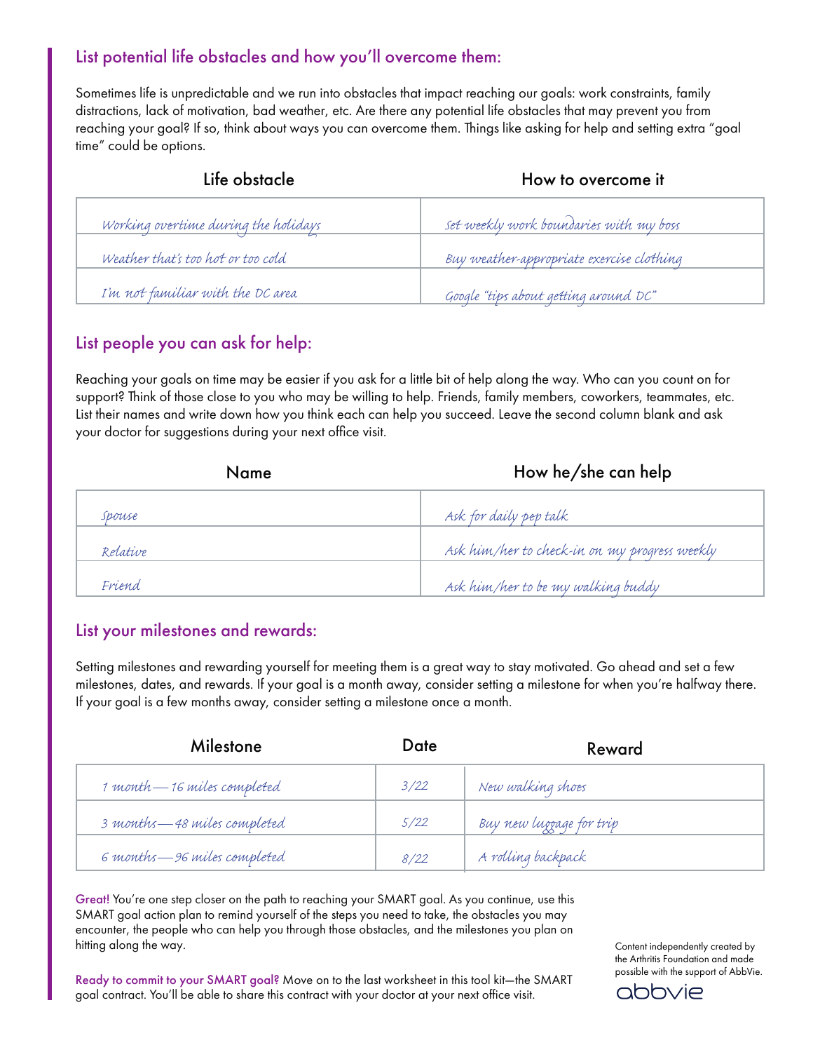## List potential life obstacles and how you'll overcome them:

Sometimes life is unpredictable and we run into obstacles that impact reaching our goals: work constraints, family distractions, lack of motivation, bad weather, etc. Are there any potential life obstacles that may prevent you from reaching your goal? If so, think about ways you can overcome them. Things like asking for help and setting extra "goal time" could be options.

| Life obstacle | How to overcome it |
|---|---|
| *Working overtime during the holidays* | *Set weekly work boundaries with my boss* |
| *Weather that's too hot or too cold* | *Buy weather-appropriate exercise clothing* |
| *I'm not familiar with the DC area* | *Google "tips about getting around DC"* |

## List people you can ask for help:

Reaching your goals on time may be easier if you ask for a little bit of help along the way. Who can you count on for support? Think of those close to you who may be willing to help. Friends, family members, coworkers, teammates, etc. List their names and write down how you think each can help you succeed. Leave the second column blank and ask your doctor for suggestions during your next office visit.

| Name | How he/she can help |
|---|---|
| *Spouse* | *Ask for daily pep talk* |
| *Relative* | *Ask him/her to check-in on my progress weekly* |
| *Friend* | *Ask him/her to be my walking buddy* |

## List your milestones and rewards:

Setting milestones and rewarding yourself for meeting them is a great way to stay motivated. Go ahead and set a few milestones, dates, and rewards. If your goal is a month away, consider setting a milestone for when you're halfway there. If your goal is a few months away, consider setting a milestone once a month.

| Milestone | Date | Reward |
|---|---|---|
| *1 month—16 miles completed* | *3/22* | *New walking shoes* |
| *3 months—48 miles completed* | *5/22* | *Buy new luggage for trip* |
| *6 months—96 miles completed* | *8/22* | *A rolling backpack* |

**Great!** You're one step closer on the path to reaching your SMART goal. As you continue, use this SMART goal action plan to remind yourself of the steps you need to take, the obstacles you may encounter, the people who can help you through those obstacles, and the milestones you plan on hitting along the way.

**Ready to commit to your SMART goal?** Move on to the last worksheet in this tool kit—the SMART goal contract. You'll be able to share this contract with your doctor at your next office visit.

Content independently created by the Arthritis Foundation and made possible with the support of AbbVie.

abbvie